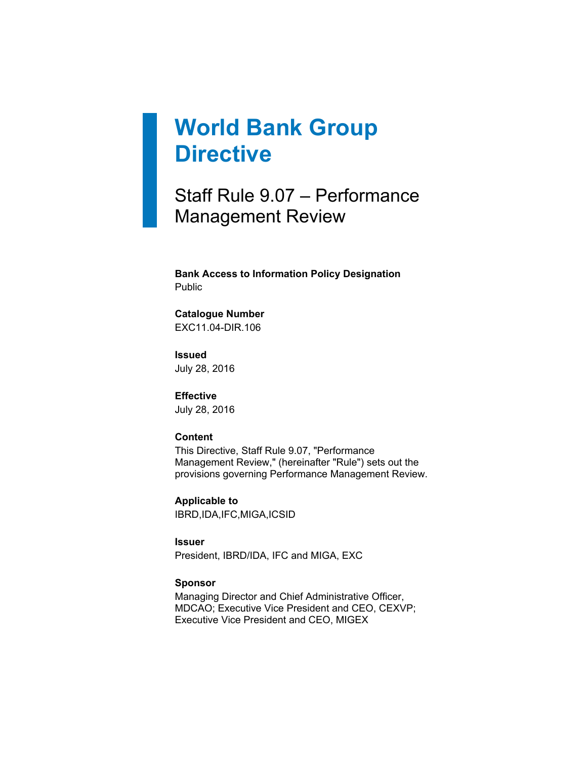# World Bank Group Directive

## Staff Rule 9.07 – Performance Management Review

**Bank Access to Information Policy Designation**
Public

**Catalogue Number**
EXC11.04-DIR.106

**Issued**
July 28, 2016

**Effective**
July 28, 2016

**Content**
This Directive, Staff Rule 9.07, "Performance Management Review," (hereinafter "Rule") sets out the provisions governing Performance Management Review.

**Applicable to**
IBRD,IDA,IFC,MIGA,ICSID

**Issuer**
President, IBRD/IDA, IFC and MIGA, EXC

**Sponsor**
Managing Director and Chief Administrative Officer, MDCAO; Executive Vice President and CEO, CEXVP; Executive Vice President and CEO, MIGEX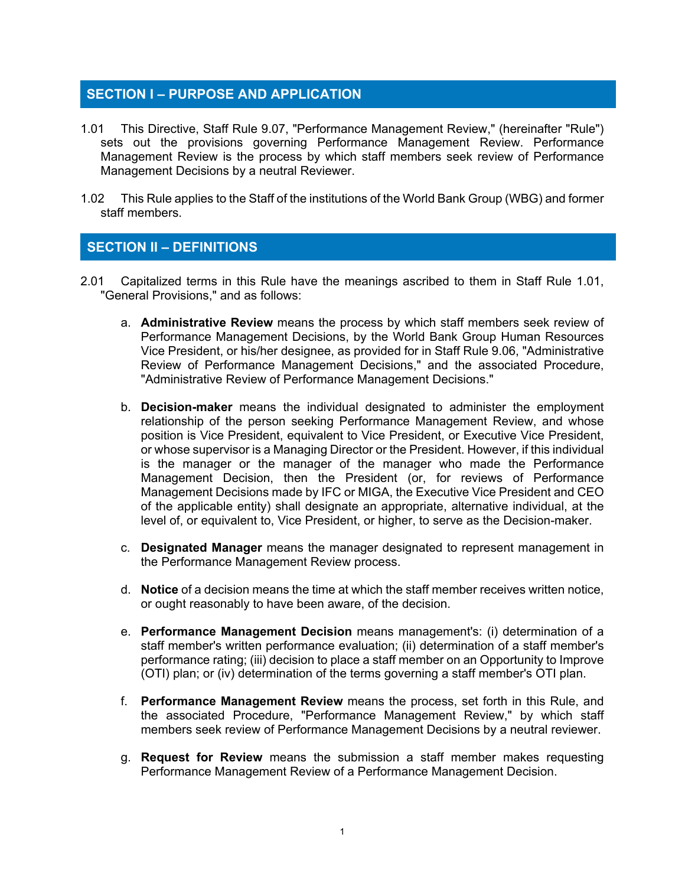## SECTION I – PURPOSE AND APPLICATION

1.01 This Directive, Staff Rule 9.07, "Performance Management Review," (hereinafter "Rule") sets out the provisions governing Performance Management Review. Performance Management Review is the process by which staff members seek review of Performance Management Decisions by a neutral Reviewer.

1.02 This Rule applies to the Staff of the institutions of the World Bank Group (WBG) and former staff members.

## SECTION II – DEFINITIONS

2.01 Capitalized terms in this Rule have the meanings ascribed to them in Staff Rule 1.01, "General Provisions," and as follows:

a. **Administrative Review** means the process by which staff members seek review of Performance Management Decisions, by the World Bank Group Human Resources Vice President, or his/her designee, as provided for in Staff Rule 9.06, "Administrative Review of Performance Management Decisions," and the associated Procedure, "Administrative Review of Performance Management Decisions."

b. **Decision-maker** means the individual designated to administer the employment relationship of the person seeking Performance Management Review, and whose position is Vice President, equivalent to Vice President, or Executive Vice President, or whose supervisor is a Managing Director or the President. However, if this individual is the manager or the manager of the manager who made the Performance Management Decision, then the President (or, for reviews of Performance Management Decisions made by IFC or MIGA, the Executive Vice President and CEO of the applicable entity) shall designate an appropriate, alternative individual, at the level of, or equivalent to, Vice President, or higher, to serve as the Decision-maker.

c. **Designated Manager** means the manager designated to represent management in the Performance Management Review process.

d. **Notice** of a decision means the time at which the staff member receives written notice, or ought reasonably to have been aware, of the decision.

e. **Performance Management Decision** means management's: (i) determination of a staff member's written performance evaluation; (ii) determination of a staff member's performance rating; (iii) decision to place a staff member on an Opportunity to Improve (OTI) plan; or (iv) determination of the terms governing a staff member's OTI plan.

f. **Performance Management Review** means the process, set forth in this Rule, and the associated Procedure, "Performance Management Review," by which staff members seek review of Performance Management Decisions by a neutral reviewer.

g. **Request for Review** means the submission a staff member makes requesting Performance Management Review of a Performance Management Decision.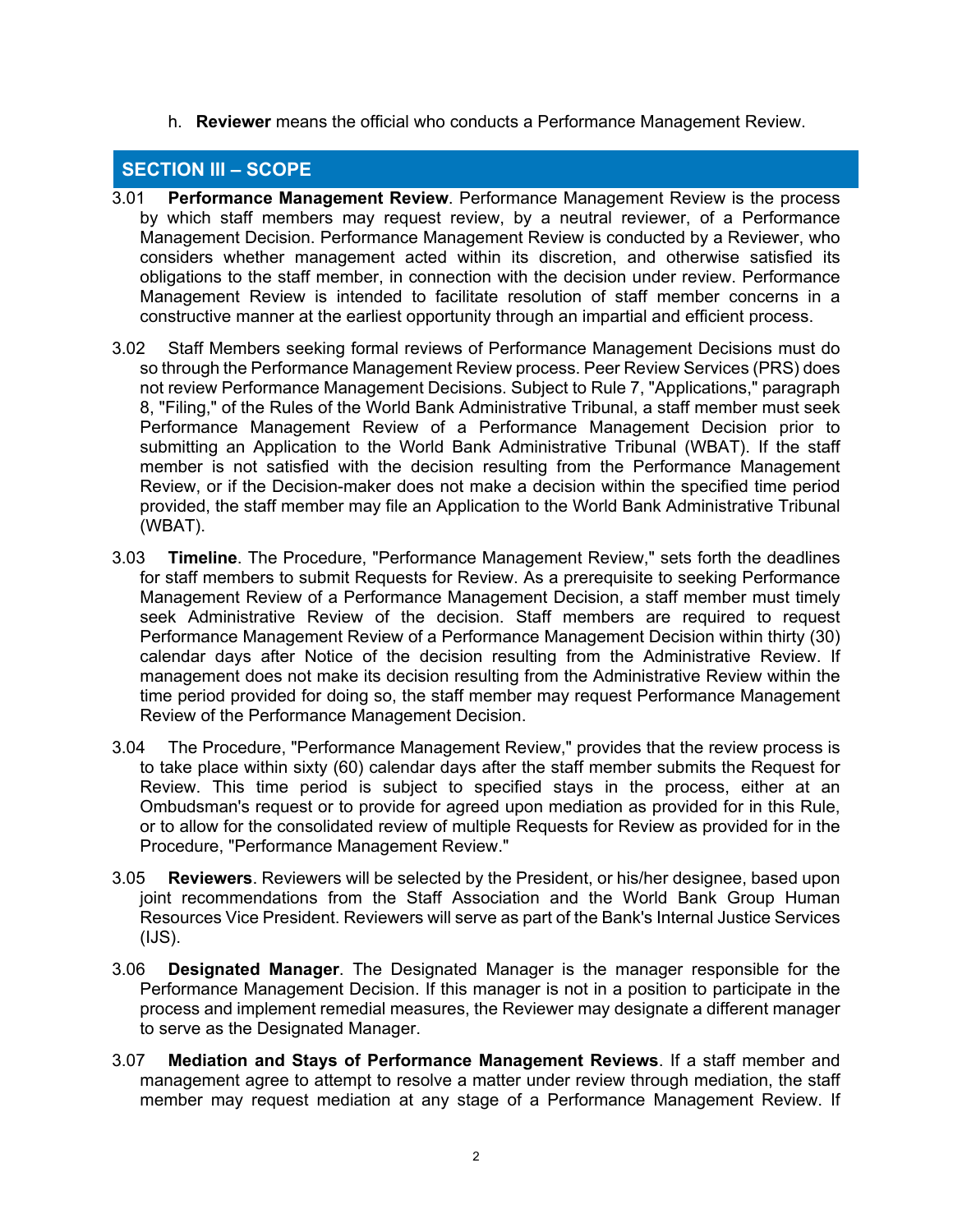h. **Reviewer** means the official who conducts a Performance Management Review.

## SECTION III – SCOPE

3.01 **Performance Management Review**. Performance Management Review is the process by which staff members may request review, by a neutral reviewer, of a Performance Management Decision. Performance Management Review is conducted by a Reviewer, who considers whether management acted within its discretion, and otherwise satisfied its obligations to the staff member, in connection with the decision under review. Performance Management Review is intended to facilitate resolution of staff member concerns in a constructive manner at the earliest opportunity through an impartial and efficient process.

3.02 Staff Members seeking formal reviews of Performance Management Decisions must do so through the Performance Management Review process. Peer Review Services (PRS) does not review Performance Management Decisions. Subject to Rule 7, "Applications," paragraph 8, "Filing," of the Rules of the World Bank Administrative Tribunal, a staff member must seek Performance Management Review of a Performance Management Decision prior to submitting an Application to the World Bank Administrative Tribunal (WBAT). If the staff member is not satisfied with the decision resulting from the Performance Management Review, or if the Decision-maker does not make a decision within the specified time period provided, the staff member may file an Application to the World Bank Administrative Tribunal (WBAT).

3.03 **Timeline**. The Procedure, "Performance Management Review," sets forth the deadlines for staff members to submit Requests for Review. As a prerequisite to seeking Performance Management Review of a Performance Management Decision, a staff member must timely seek Administrative Review of the decision. Staff members are required to request Performance Management Review of a Performance Management Decision within thirty (30) calendar days after Notice of the decision resulting from the Administrative Review. If management does not make its decision resulting from the Administrative Review within the time period provided for doing so, the staff member may request Performance Management Review of the Performance Management Decision.

3.04 The Procedure, "Performance Management Review," provides that the review process is to take place within sixty (60) calendar days after the staff member submits the Request for Review. This time period is subject to specified stays in the process, either at an Ombudsman's request or to provide for agreed upon mediation as provided for in this Rule, or to allow for the consolidated review of multiple Requests for Review as provided for in the Procedure, "Performance Management Review."

3.05 **Reviewers**. Reviewers will be selected by the President, or his/her designee, based upon joint recommendations from the Staff Association and the World Bank Group Human Resources Vice President. Reviewers will serve as part of the Bank's Internal Justice Services (IJS).

3.06 **Designated Manager**. The Designated Manager is the manager responsible for the Performance Management Decision. If this manager is not in a position to participate in the process and implement remedial measures, the Reviewer may designate a different manager to serve as the Designated Manager.

3.07 **Mediation and Stays of Performance Management Reviews**. If a staff member and management agree to attempt to resolve a matter under review through mediation, the staff member may request mediation at any stage of a Performance Management Review. If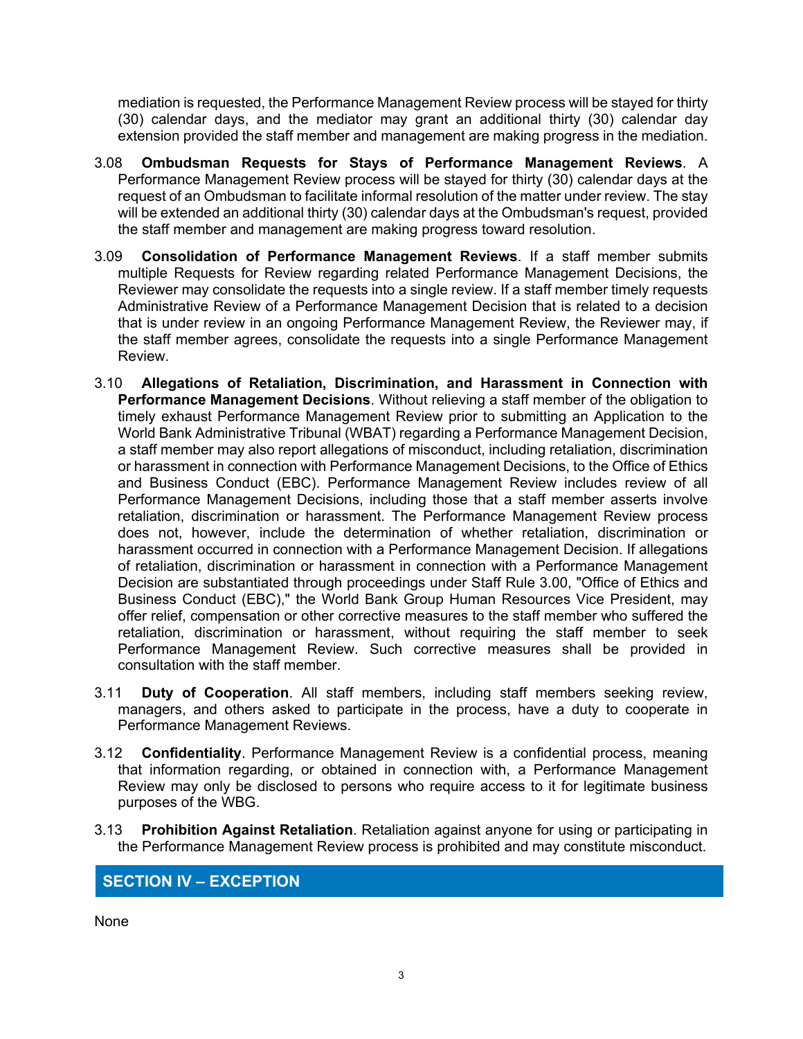mediation is requested, the Performance Management Review process will be stayed for thirty (30) calendar days, and the mediator may grant an additional thirty (30) calendar day extension provided the staff member and management are making progress in the mediation.

3.08 **Ombudsman Requests for Stays of Performance Management Reviews**. A Performance Management Review process will be stayed for thirty (30) calendar days at the request of an Ombudsman to facilitate informal resolution of the matter under review. The stay will be extended an additional thirty (30) calendar days at the Ombudsman's request, provided the staff member and management are making progress toward resolution.

3.09 **Consolidation of Performance Management Reviews**. If a staff member submits multiple Requests for Review regarding related Performance Management Decisions, the Reviewer may consolidate the requests into a single review. If a staff member timely requests Administrative Review of a Performance Management Decision that is related to a decision that is under review in an ongoing Performance Management Review, the Reviewer may, if the staff member agrees, consolidate the requests into a single Performance Management Review.

3.10 **Allegations of Retaliation, Discrimination, and Harassment in Connection with Performance Management Decisions**. Without relieving a staff member of the obligation to timely exhaust Performance Management Review prior to submitting an Application to the World Bank Administrative Tribunal (WBAT) regarding a Performance Management Decision, a staff member may also report allegations of misconduct, including retaliation, discrimination or harassment in connection with Performance Management Decisions, to the Office of Ethics and Business Conduct (EBC). Performance Management Review includes review of all Performance Management Decisions, including those that a staff member asserts involve retaliation, discrimination or harassment. The Performance Management Review process does not, however, include the determination of whether retaliation, discrimination or harassment occurred in connection with a Performance Management Decision. If allegations of retaliation, discrimination or harassment in connection with a Performance Management Decision are substantiated through proceedings under Staff Rule 3.00, "Office of Ethics and Business Conduct (EBC)," the World Bank Group Human Resources Vice President, may offer relief, compensation or other corrective measures to the staff member who suffered the retaliation, discrimination or harassment, without requiring the staff member to seek Performance Management Review. Such corrective measures shall be provided in consultation with the staff member.

3.11 **Duty of Cooperation**. All staff members, including staff members seeking review, managers, and others asked to participate in the process, have a duty to cooperate in Performance Management Reviews.

3.12 **Confidentiality**. Performance Management Review is a confidential process, meaning that information regarding, or obtained in connection with, a Performance Management Review may only be disclosed to persons who require access to it for legitimate business purposes of the WBG.

3.13 **Prohibition Against Retaliation**. Retaliation against anyone for using or participating in the Performance Management Review process is prohibited and may constitute misconduct.

## SECTION IV – EXCEPTION

None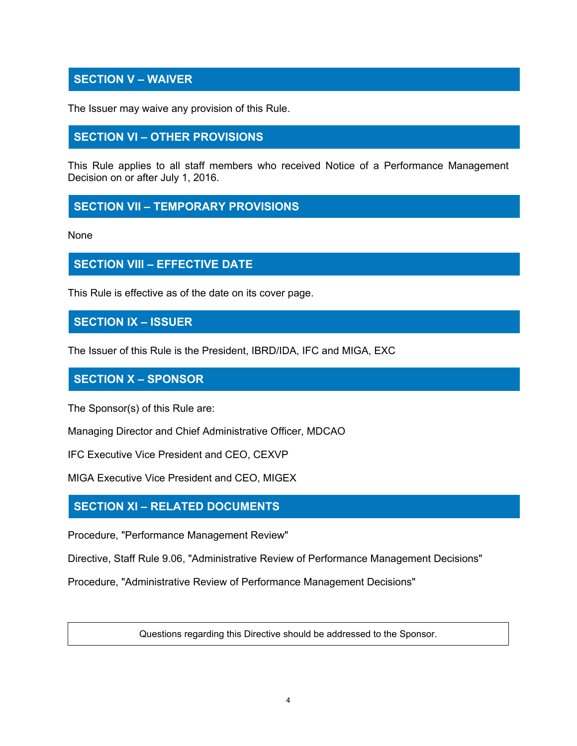## SECTION V – WAIVER

The Issuer may waive any provision of this Rule.

## SECTION VI – OTHER PROVISIONS

This Rule applies to all staff members who received Notice of a Performance Management Decision on or after July 1, 2016.

## SECTION VII – TEMPORARY PROVISIONS

None

## SECTION VIII – EFFECTIVE DATE

This Rule is effective as of the date on its cover page.

## SECTION IX – ISSUER

The Issuer of this Rule is the President, IBRD/IDA, IFC and MIGA, EXC

## SECTION X – SPONSOR

The Sponsor(s) of this Rule are:

Managing Director and Chief Administrative Officer, MDCAO

IFC Executive Vice President and CEO, CEXVP

MIGA Executive Vice President and CEO, MIGEX

## SECTION XI – RELATED DOCUMENTS

Procedure, "Performance Management Review"

Directive, Staff Rule 9.06, "Administrative Review of Performance Management Decisions"

Procedure, "Administrative Review of Performance Management Decisions"

Questions regarding this Directive should be addressed to the Sponsor.